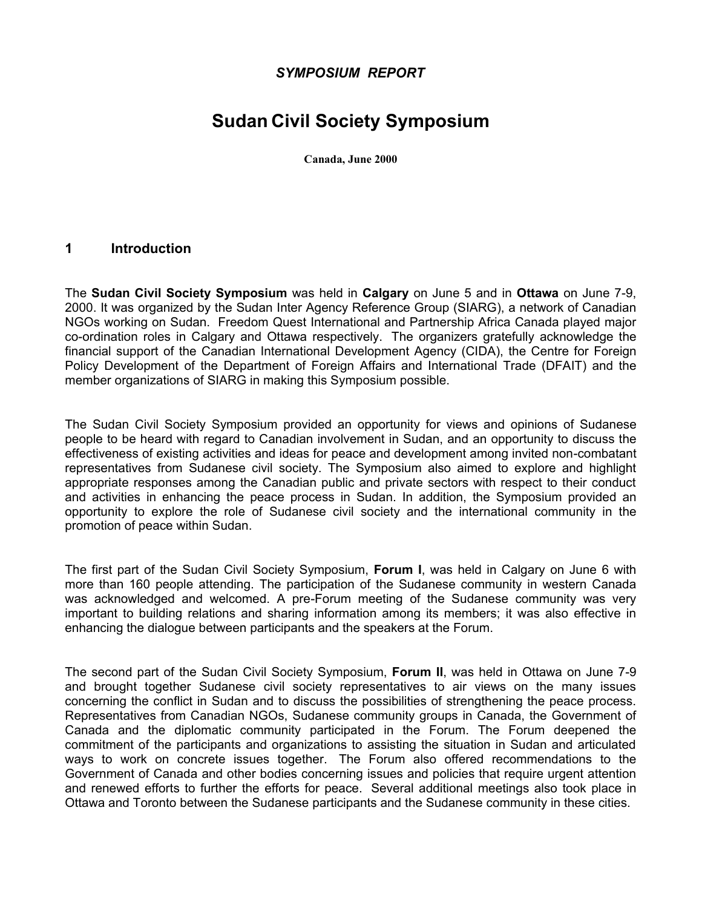*SYMPOSIUM REPORT*

# Sudan Civil Society Symposium

**Canada, June 2000**

## 1 Introduction

The **Sudan Civil Society Symposium** was held in **Calgary** on June 5 and in **Ottawa** on June 7-9, 2000. It was organized by the Sudan Inter Agency Reference Group (SIARG), a network of Canadian NGOs working on Sudan. Freedom Quest International and Partnership Africa Canada played major co-ordination roles in Calgary and Ottawa respectively. The organizers gratefully acknowledge the financial support of the Canadian International Development Agency (CIDA), the Centre for Foreign Policy Development of the Department of Foreign Affairs and International Trade (DFAIT) and the member organizations of SIARG in making this Symposium possible.

The Sudan Civil Society Symposium provided an opportunity for views and opinions of Sudanese people to be heard with regard to Canadian involvement in Sudan, and an opportunity to discuss the effectiveness of existing activities and ideas for peace and development among invited non-combatant representatives from Sudanese civil society. The Symposium also aimed to explore and highlight appropriate responses among the Canadian public and private sectors with respect to their conduct and activities in enhancing the peace process in Sudan. In addition, the Symposium provided an opportunity to explore the role of Sudanese civil society and the international community in the promotion of peace within Sudan.

The first part of the Sudan Civil Society Symposium, **Forum I**, was held in Calgary on June 6 with more than 160 people attending. The participation of the Sudanese community in western Canada was acknowledged and welcomed. A pre-Forum meeting of the Sudanese community was very important to building relations and sharing information among its members; it was also effective in enhancing the dialogue between participants and the speakers at the Forum.

The second part of the Sudan Civil Society Symposium, **Forum II**, was held in Ottawa on June 7-9 and brought together Sudanese civil society representatives to air views on the many issues concerning the conflict in Sudan and to discuss the possibilities of strengthening the peace process. Representatives from Canadian NGOs, Sudanese community groups in Canada, the Government of Canada and the diplomatic community participated in the Forum. The Forum deepened the commitment of the participants and organizations to assisting the situation in Sudan and articulated ways to work on concrete issues together. The Forum also offered recommendations to the Government of Canada and other bodies concerning issues and policies that require urgent attention and renewed efforts to further the efforts for peace. Several additional meetings also took place in Ottawa and Toronto between the Sudanese participants and the Sudanese community in these cities.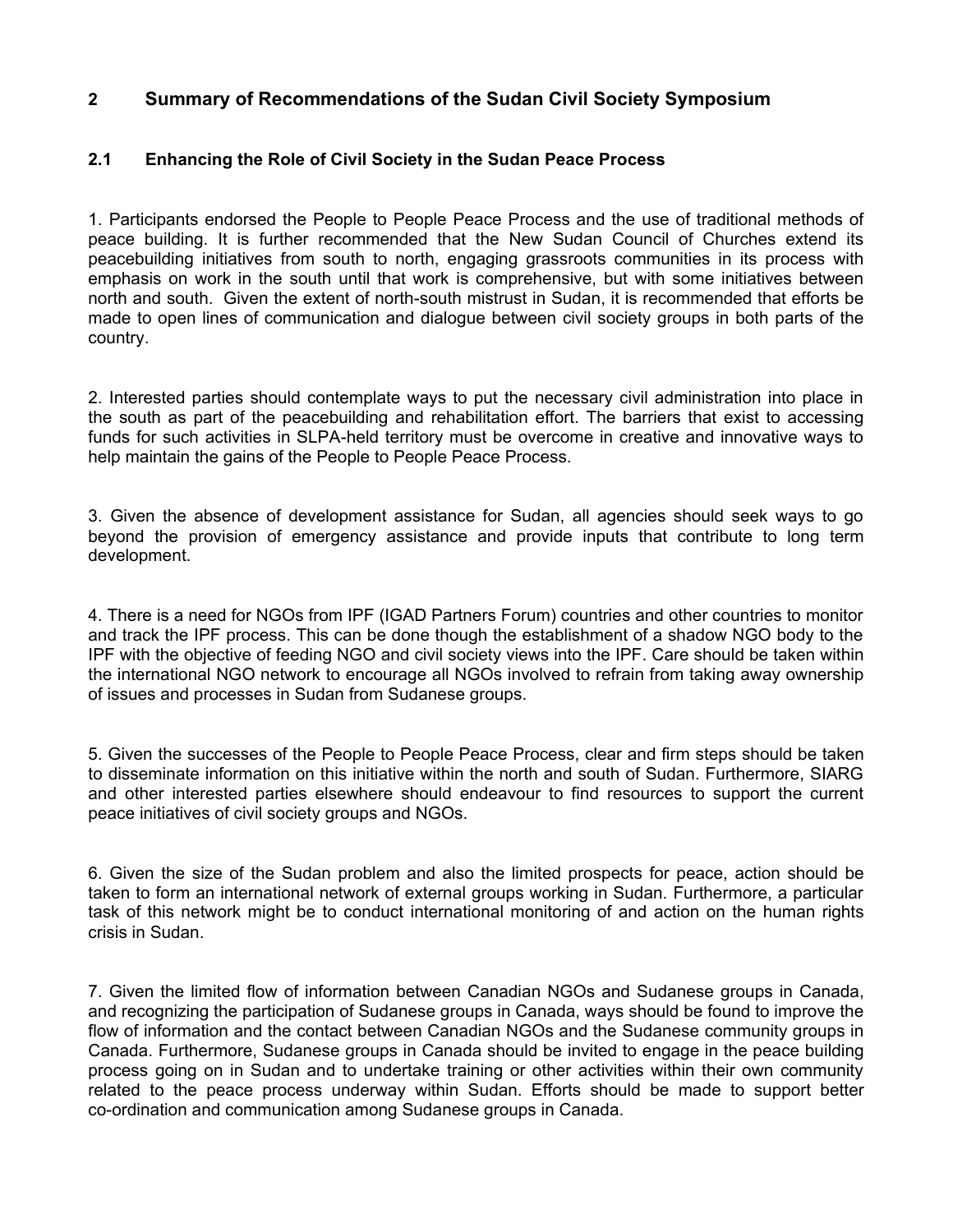## 2 Summary of Recommendations of the Sudan Civil Society Symposium

### 2.1 Enhancing the Role of Civil Society in the Sudan Peace Process

1. Participants endorsed the People to People Peace Process and the use of traditional methods of peace building. It is further recommended that the New Sudan Council of Churches extend its peacebuilding initiatives from south to north, engaging grassroots communities in its process with emphasis on work in the south until that work is comprehensive, but with some initiatives between north and south. Given the extent of north-south mistrust in Sudan, it is recommended that efforts be made to open lines of communication and dialogue between civil society groups in both parts of the country.

2. Interested parties should contemplate ways to put the necessary civil administration into place in the south as part of the peacebuilding and rehabilitation effort. The barriers that exist to accessing funds for such activities in SLPA-held territory must be overcome in creative and innovative ways to help maintain the gains of the People to People Peace Process.

3. Given the absence of development assistance for Sudan, all agencies should seek ways to go beyond the provision of emergency assistance and provide inputs that contribute to long term development.

4. There is a need for NGOs from IPF (IGAD Partners Forum) countries and other countries to monitor and track the IPF process. This can be done though the establishment of a shadow NGO body to the IPF with the objective of feeding NGO and civil society views into the IPF. Care should be taken within the international NGO network to encourage all NGOs involved to refrain from taking away ownership of issues and processes in Sudan from Sudanese groups.

5. Given the successes of the People to People Peace Process, clear and firm steps should be taken to disseminate information on this initiative within the north and south of Sudan. Furthermore, SIARG and other interested parties elsewhere should endeavour to find resources to support the current peace initiatives of civil society groups and NGOs.

6. Given the size of the Sudan problem and also the limited prospects for peace, action should be taken to form an international network of external groups working in Sudan. Furthermore, a particular task of this network might be to conduct international monitoring of and action on the human rights crisis in Sudan.

7. Given the limited flow of information between Canadian NGOs and Sudanese groups in Canada, and recognizing the participation of Sudanese groups in Canada, ways should be found to improve the flow of information and the contact between Canadian NGOs and the Sudanese community groups in Canada. Furthermore, Sudanese groups in Canada should be invited to engage in the peace building process going on in Sudan and to undertake training or other activities within their own community related to the peace process underway within Sudan. Efforts should be made to support better co-ordination and communication among Sudanese groups in Canada.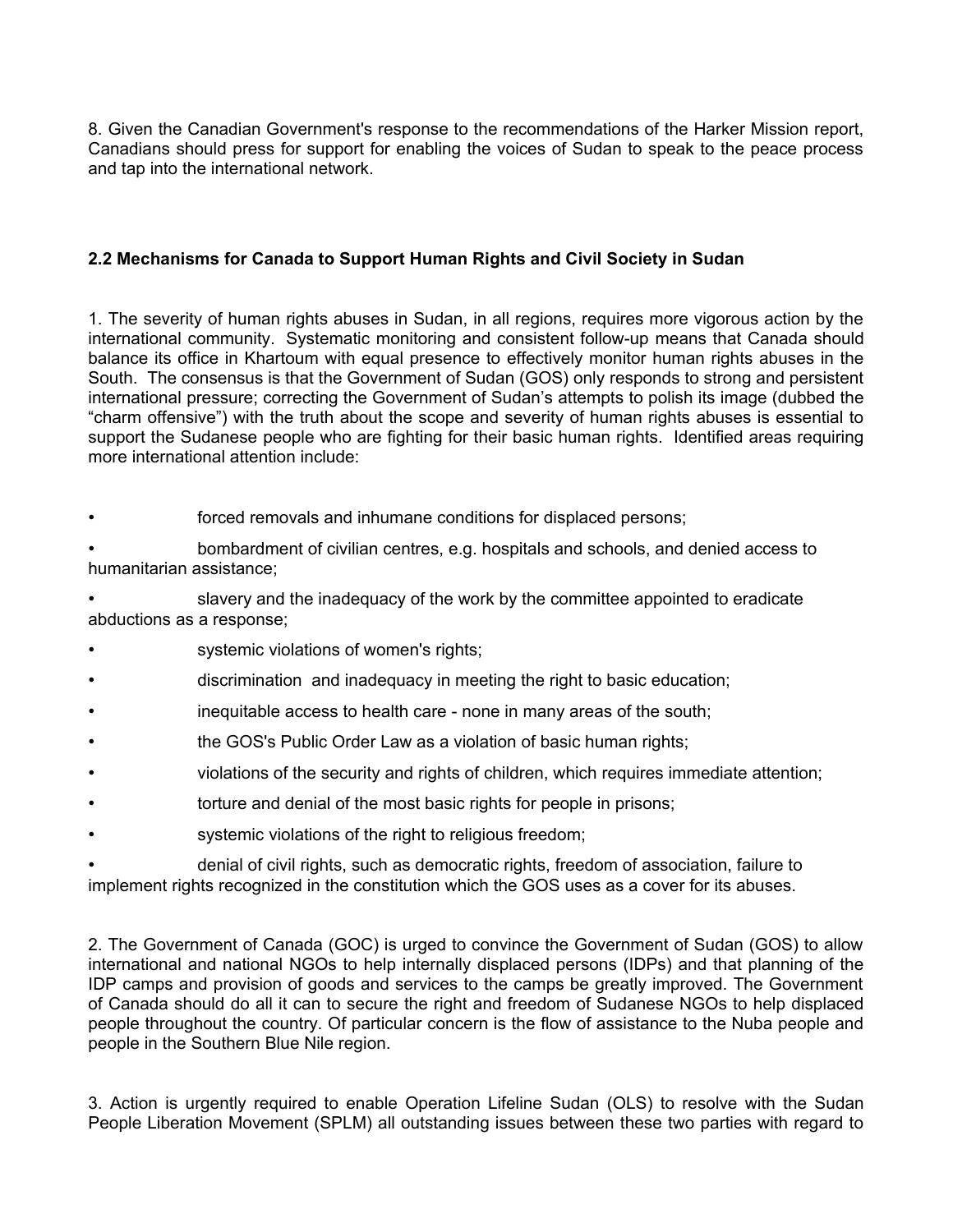8. Given the Canadian Government's response to the recommendations of the Harker Mission report, Canadians should press for support for enabling the voices of Sudan to speak to the peace process and tap into the international network.

### 2.2 Mechanisms for Canada to Support Human Rights and Civil Society in Sudan

1. The severity of human rights abuses in Sudan, in all regions, requires more vigorous action by the international community. Systematic monitoring and consistent follow-up means that Canada should balance its office in Khartoum with equal presence to effectively monitor human rights abuses in the South. The consensus is that the Government of Sudan (GOS) only responds to strong and persistent international pressure; correcting the Government of Sudan's attempts to polish its image (dubbed the "charm offensive") with the truth about the scope and severity of human rights abuses is essential to support the Sudanese people who are fighting for their basic human rights. Identified areas requiring more international attention include:

- forced removals and inhumane conditions for displaced persons;
- bombardment of civilian centres, e.g. hospitals and schools, and denied access to humanitarian assistance;
- slavery and the inadequacy of the work by the committee appointed to eradicate abductions as a response;
- systemic violations of women's rights;
- discrimination and inadequacy in meeting the right to basic education;
- inequitable access to health care - none in many areas of the south;
- the GOS's Public Order Law as a violation of basic human rights;
- violations of the security and rights of children, which requires immediate attention;
- torture and denial of the most basic rights for people in prisons;
- systemic violations of the right to religious freedom;
- denial of civil rights, such as democratic rights, freedom of association, failure to implement rights recognized in the constitution which the GOS uses as a cover for its abuses.

2. The Government of Canada (GOC) is urged to convince the Government of Sudan (GOS) to allow international and national NGOs to help internally displaced persons (IDPs) and that planning of the IDP camps and provision of goods and services to the camps be greatly improved. The Government of Canada should do all it can to secure the right and freedom of Sudanese NGOs to help displaced people throughout the country. Of particular concern is the flow of assistance to the Nuba people and people in the Southern Blue Nile region.

3. Action is urgently required to enable Operation Lifeline Sudan (OLS) to resolve with the Sudan People Liberation Movement (SPLM) all outstanding issues between these two parties with regard to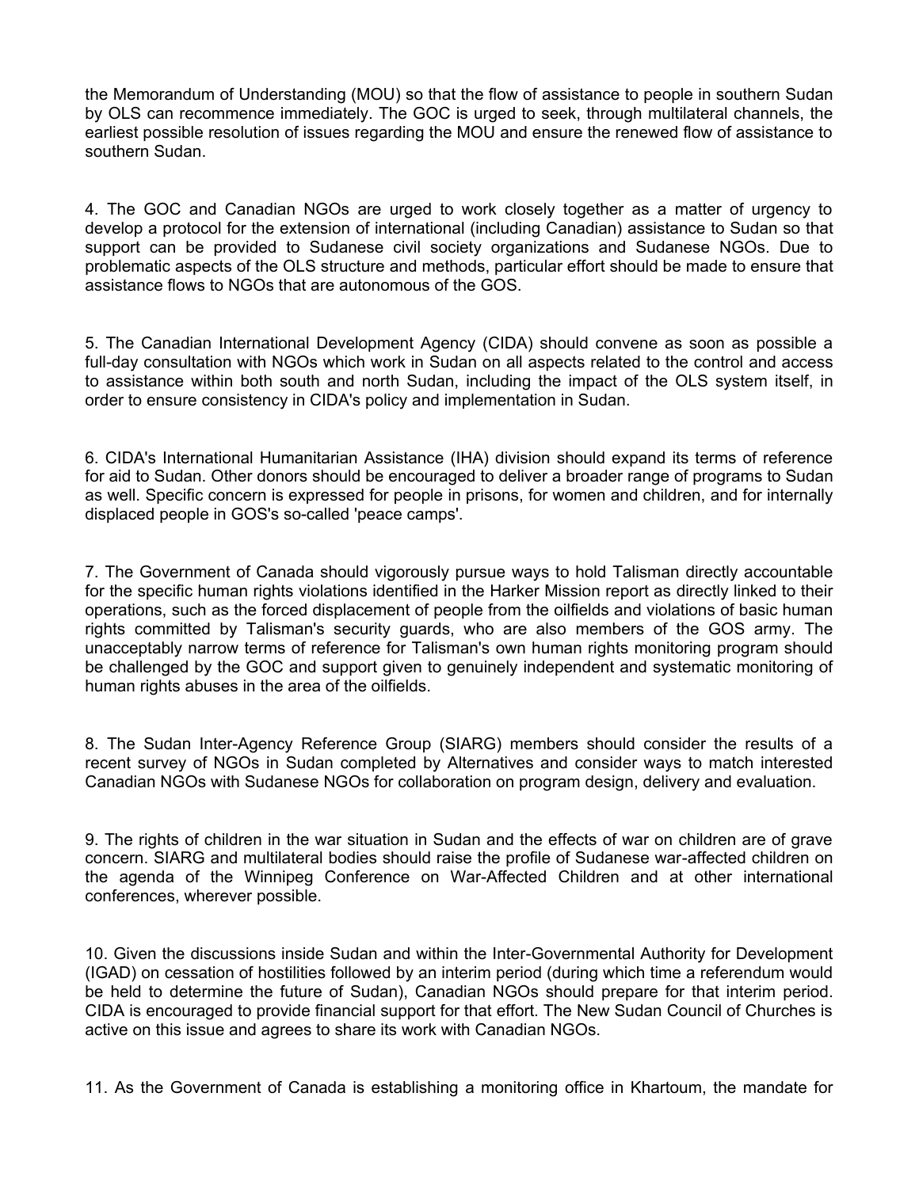the Memorandum of Understanding (MOU) so that the flow of assistance to people in southern Sudan by OLS can recommence immediately. The GOC is urged to seek, through multilateral channels, the earliest possible resolution of issues regarding the MOU and ensure the renewed flow of assistance to southern Sudan.

4. The GOC and Canadian NGOs are urged to work closely together as a matter of urgency to develop a protocol for the extension of international (including Canadian) assistance to Sudan so that support can be provided to Sudanese civil society organizations and Sudanese NGOs. Due to problematic aspects of the OLS structure and methods, particular effort should be made to ensure that assistance flows to NGOs that are autonomous of the GOS.

5. The Canadian International Development Agency (CIDA) should convene as soon as possible a full-day consultation with NGOs which work in Sudan on all aspects related to the control and access to assistance within both south and north Sudan, including the impact of the OLS system itself, in order to ensure consistency in CIDA's policy and implementation in Sudan.

6. CIDA's International Humanitarian Assistance (IHA) division should expand its terms of reference for aid to Sudan. Other donors should be encouraged to deliver a broader range of programs to Sudan as well. Specific concern is expressed for people in prisons, for women and children, and for internally displaced people in GOS's so-called 'peace camps'.

7. The Government of Canada should vigorously pursue ways to hold Talisman directly accountable for the specific human rights violations identified in the Harker Mission report as directly linked to their operations, such as the forced displacement of people from the oilfields and violations of basic human rights committed by Talisman's security guards, who are also members of the GOS army. The unacceptably narrow terms of reference for Talisman's own human rights monitoring program should be challenged by the GOC and support given to genuinely independent and systematic monitoring of human rights abuses in the area of the oilfields.

8. The Sudan Inter-Agency Reference Group (SIARG) members should consider the results of a recent survey of NGOs in Sudan completed by Alternatives and consider ways to match interested Canadian NGOs with Sudanese NGOs for collaboration on program design, delivery and evaluation.

9. The rights of children in the war situation in Sudan and the effects of war on children are of grave concern. SIARG and multilateral bodies should raise the profile of Sudanese war-affected children on the agenda of the Winnipeg Conference on War-Affected Children and at other international conferences, wherever possible.

10. Given the discussions inside Sudan and within the Inter-Governmental Authority for Development (IGAD) on cessation of hostilities followed by an interim period (during which time a referendum would be held to determine the future of Sudan), Canadian NGOs should prepare for that interim period. CIDA is encouraged to provide financial support for that effort. The New Sudan Council of Churches is active on this issue and agrees to share its work with Canadian NGOs.

11. As the Government of Canada is establishing a monitoring office in Khartoum, the mandate for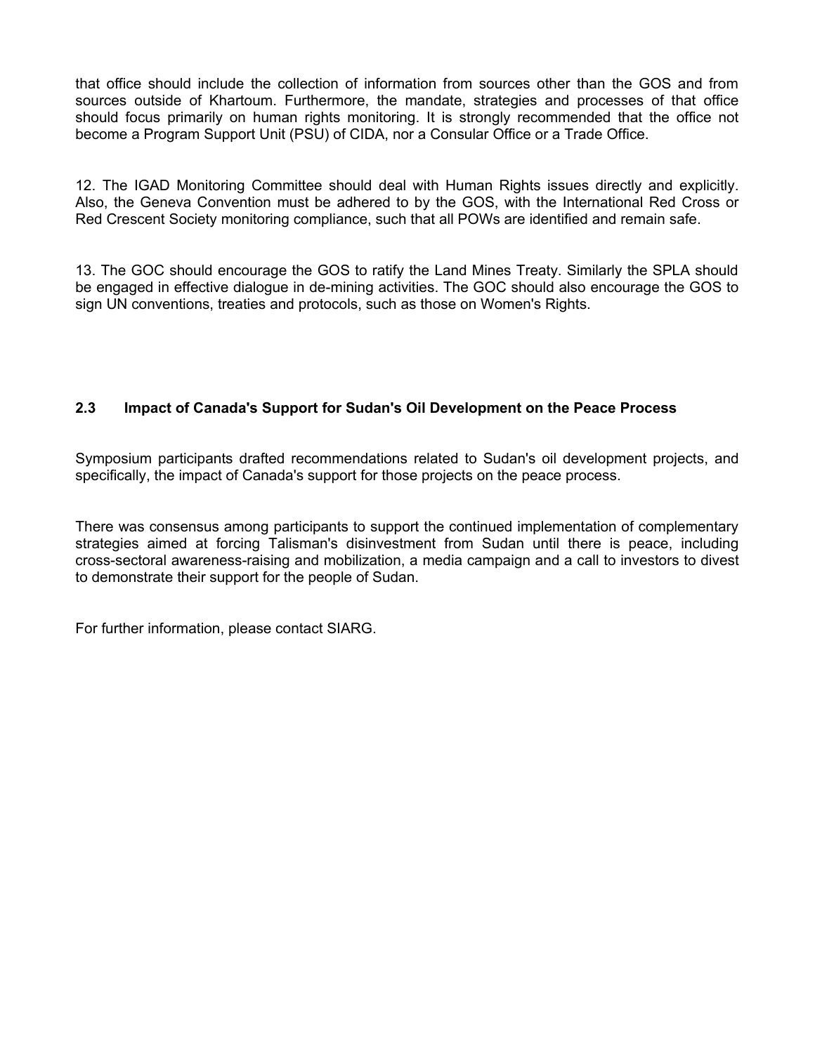that office should include the collection of information from sources other than the GOS and from sources outside of Khartoum. Furthermore, the mandate, strategies and processes of that office should focus primarily on human rights monitoring. It is strongly recommended that the office not become a Program Support Unit (PSU) of CIDA, nor a Consular Office or a Trade Office.

12. The IGAD Monitoring Committee should deal with Human Rights issues directly and explicitly. Also, the Geneva Convention must be adhered to by the GOS, with the International Red Cross or Red Crescent Society monitoring compliance, such that all POWs are identified and remain safe.

13. The GOC should encourage the GOS to ratify the Land Mines Treaty. Similarly the SPLA should be engaged in effective dialogue in de-mining activities. The GOC should also encourage the GOS to sign UN conventions, treaties and protocols, such as those on Women's Rights.

### 2.3 Impact of Canada's Support for Sudan's Oil Development on the Peace Process

Symposium participants drafted recommendations related to Sudan's oil development projects, and specifically, the impact of Canada's support for those projects on the peace process.

There was consensus among participants to support the continued implementation of complementary strategies aimed at forcing Talisman's disinvestment from Sudan until there is peace, including cross-sectoral awareness-raising and mobilization, a media campaign and a call to investors to divest to demonstrate their support for the people of Sudan.

For further information, please contact SIARG.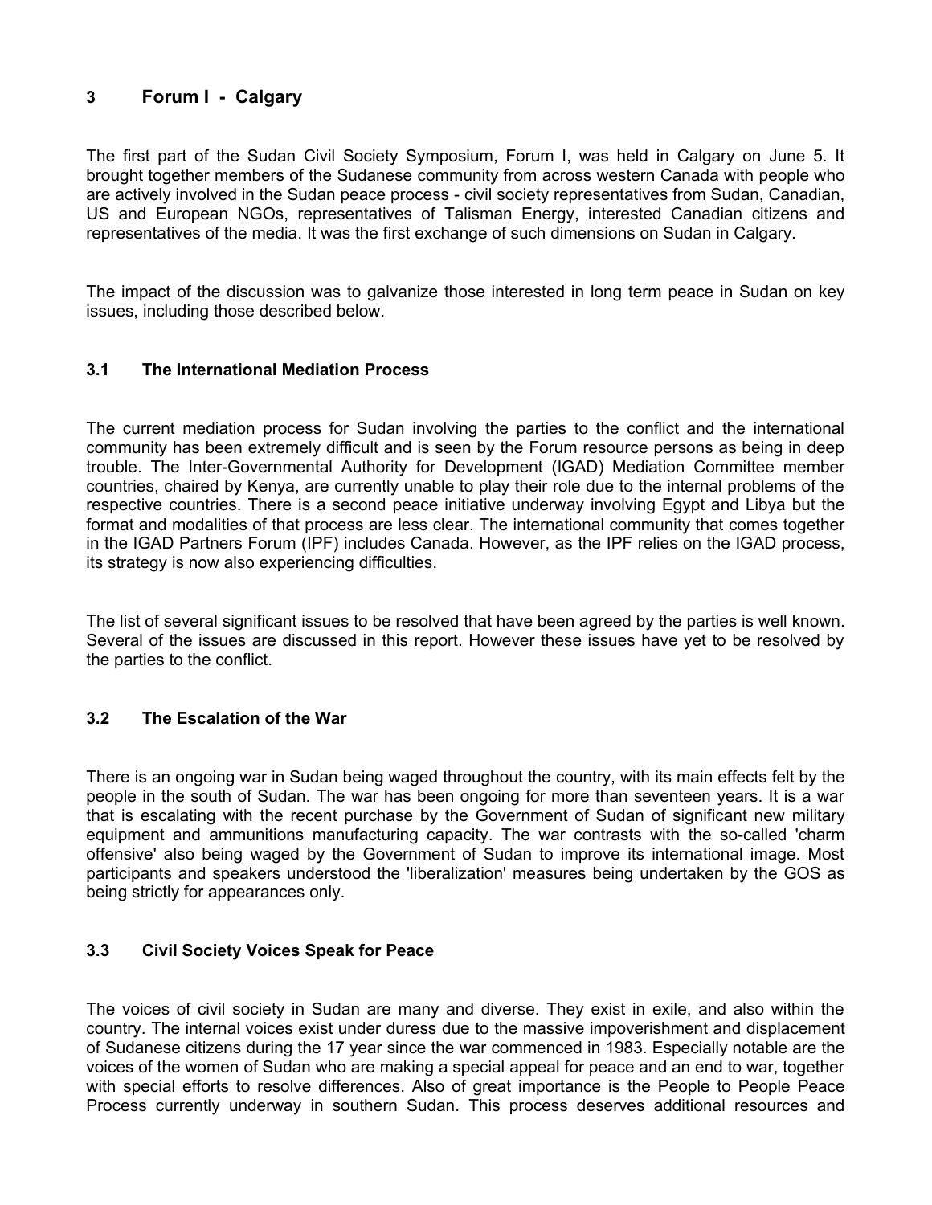## 3 Forum I - Calgary

The first part of the Sudan Civil Society Symposium, Forum I, was held in Calgary on June 5. It brought together members of the Sudanese community from across western Canada with people who are actively involved in the Sudan peace process - civil society representatives from Sudan, Canadian, US and European NGOs, representatives of Talisman Energy, interested Canadian citizens and representatives of the media. It was the first exchange of such dimensions on Sudan in Calgary.

The impact of the discussion was to galvanize those interested in long term peace in Sudan on key issues, including those described below.

### 3.1 The International Mediation Process

The current mediation process for Sudan involving the parties to the conflict and the international community has been extremely difficult and is seen by the Forum resource persons as being in deep trouble. The Inter-Governmental Authority for Development (IGAD) Mediation Committee member countries, chaired by Kenya, are currently unable to play their role due to the internal problems of the respective countries. There is a second peace initiative underway involving Egypt and Libya but the format and modalities of that process are less clear. The international community that comes together in the IGAD Partners Forum (IPF) includes Canada. However, as the IPF relies on the IGAD process, its strategy is now also experiencing difficulties.

The list of several significant issues to be resolved that have been agreed by the parties is well known. Several of the issues are discussed in this report. However these issues have yet to be resolved by the parties to the conflict.

### 3.2 The Escalation of the War

There is an ongoing war in Sudan being waged throughout the country, with its main effects felt by the people in the south of Sudan. The war has been ongoing for more than seventeen years. It is a war that is escalating with the recent purchase by the Government of Sudan of significant new military equipment and ammunitions manufacturing capacity. The war contrasts with the so-called 'charm offensive' also being waged by the Government of Sudan to improve its international image. Most participants and speakers understood the 'liberalization' measures being undertaken by the GOS as being strictly for appearances only.

### 3.3 Civil Society Voices Speak for Peace

The voices of civil society in Sudan are many and diverse. They exist in exile, and also within the country. The internal voices exist under duress due to the massive impoverishment and displacement of Sudanese citizens during the 17 year since the war commenced in 1983. Especially notable are the voices of the women of Sudan who are making a special appeal for peace and an end to war, together with special efforts to resolve differences. Also of great importance is the People to People Peace Process currently underway in southern Sudan. This process deserves additional resources and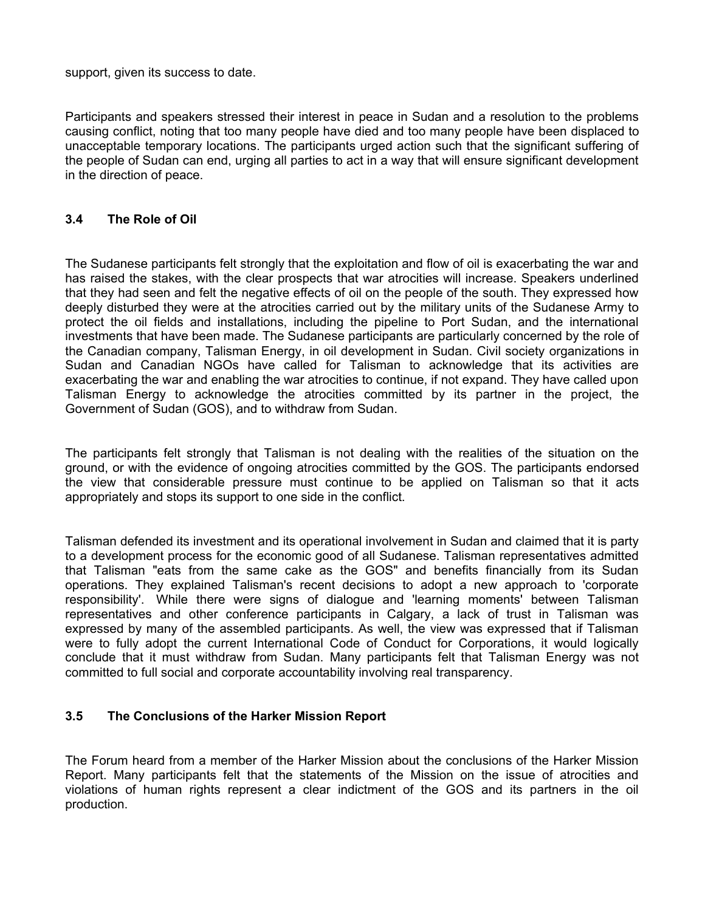support, given its success to date.

Participants and speakers stressed their interest in peace in Sudan and a resolution to the problems causing conflict, noting that too many people have died and too many people have been displaced to unacceptable temporary locations. The participants urged action such that the significant suffering of the people of Sudan can end, urging all parties to act in a way that will ensure significant development in the direction of peace.

### 3.4 The Role of Oil

The Sudanese participants felt strongly that the exploitation and flow of oil is exacerbating the war and has raised the stakes, with the clear prospects that war atrocities will increase. Speakers underlined that they had seen and felt the negative effects of oil on the people of the south. They expressed how deeply disturbed they were at the atrocities carried out by the military units of the Sudanese Army to protect the oil fields and installations, including the pipeline to Port Sudan, and the international investments that have been made. The Sudanese participants are particularly concerned by the role of the Canadian company, Talisman Energy, in oil development in Sudan. Civil society organizations in Sudan and Canadian NGOs have called for Talisman to acknowledge that its activities are exacerbating the war and enabling the war atrocities to continue, if not expand. They have called upon Talisman Energy to acknowledge the atrocities committed by its partner in the project, the Government of Sudan (GOS), and to withdraw from Sudan.

The participants felt strongly that Talisman is not dealing with the realities of the situation on the ground, or with the evidence of ongoing atrocities committed by the GOS. The participants endorsed the view that considerable pressure must continue to be applied on Talisman so that it acts appropriately and stops its support to one side in the conflict.

Talisman defended its investment and its operational involvement in Sudan and claimed that it is party to a development process for the economic good of all Sudanese. Talisman representatives admitted that Talisman "eats from the same cake as the GOS" and benefits financially from its Sudan operations. They explained Talisman's recent decisions to adopt a new approach to 'corporate responsibility'. While there were signs of dialogue and 'learning moments' between Talisman representatives and other conference participants in Calgary, a lack of trust in Talisman was expressed by many of the assembled participants. As well, the view was expressed that if Talisman were to fully adopt the current International Code of Conduct for Corporations, it would logically conclude that it must withdraw from Sudan. Many participants felt that Talisman Energy was not committed to full social and corporate accountability involving real transparency.

### 3.5 The Conclusions of the Harker Mission Report

The Forum heard from a member of the Harker Mission about the conclusions of the Harker Mission Report. Many participants felt that the statements of the Mission on the issue of atrocities and violations of human rights represent a clear indictment of the GOS and its partners in the oil production.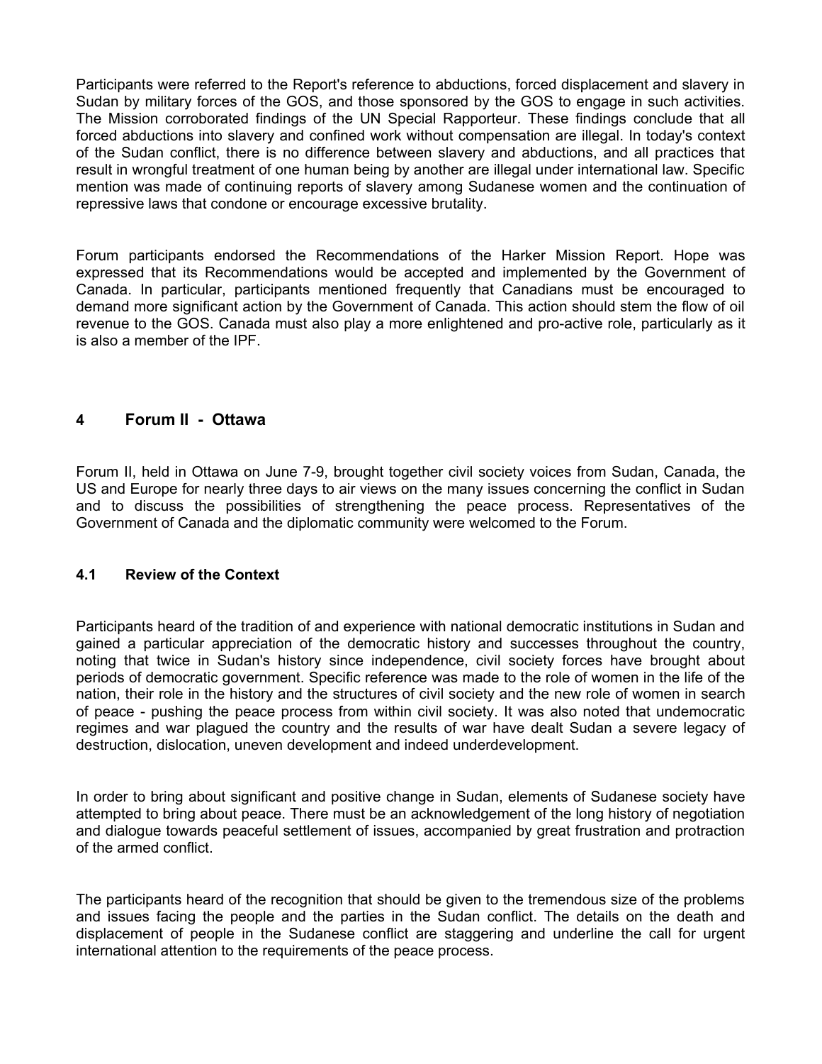Participants were referred to the Report's reference to abductions, forced displacement and slavery in Sudan by military forces of the GOS, and those sponsored by the GOS to engage in such activities. The Mission corroborated findings of the UN Special Rapporteur. These findings conclude that all forced abductions into slavery and confined work without compensation are illegal. In today's context of the Sudan conflict, there is no difference between slavery and abductions, and all practices that result in wrongful treatment of one human being by another are illegal under international law. Specific mention was made of continuing reports of slavery among Sudanese women and the continuation of repressive laws that condone or encourage excessive brutality.

Forum participants endorsed the Recommendations of the Harker Mission Report. Hope was expressed that its Recommendations would be accepted and implemented by the Government of Canada. In particular, participants mentioned frequently that Canadians must be encouraged to demand more significant action by the Government of Canada. This action should stem the flow of oil revenue to the GOS. Canada must also play a more enlightened and pro-active role, particularly as it is also a member of the IPF.

## 4 Forum II - Ottawa

Forum II, held in Ottawa on June 7-9, brought together civil society voices from Sudan, Canada, the US and Europe for nearly three days to air views on the many issues concerning the conflict in Sudan and to discuss the possibilities of strengthening the peace process. Representatives of the Government of Canada and the diplomatic community were welcomed to the Forum.

### 4.1 Review of the Context

Participants heard of the tradition of and experience with national democratic institutions in Sudan and gained a particular appreciation of the democratic history and successes throughout the country, noting that twice in Sudan's history since independence, civil society forces have brought about periods of democratic government. Specific reference was made to the role of women in the life of the nation, their role in the history and the structures of civil society and the new role of women in search of peace - pushing the peace process from within civil society. It was also noted that undemocratic regimes and war plagued the country and the results of war have dealt Sudan a severe legacy of destruction, dislocation, uneven development and indeed underdevelopment.

In order to bring about significant and positive change in Sudan, elements of Sudanese society have attempted to bring about peace. There must be an acknowledgement of the long history of negotiation and dialogue towards peaceful settlement of issues, accompanied by great frustration and protraction of the armed conflict.

The participants heard of the recognition that should be given to the tremendous size of the problems and issues facing the people and the parties in the Sudan conflict. The details on the death and displacement of people in the Sudanese conflict are staggering and underline the call for urgent international attention to the requirements of the peace process.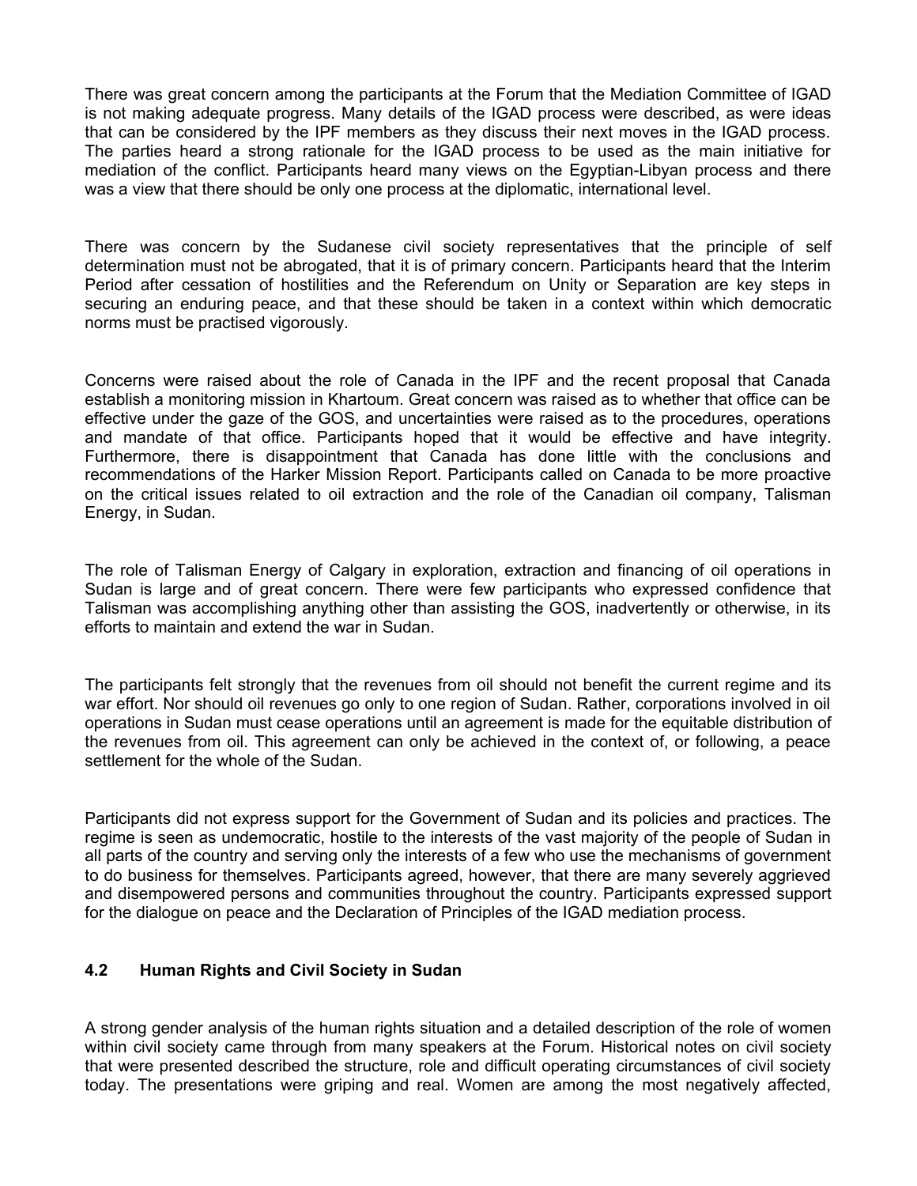There was great concern among the participants at the Forum that the Mediation Committee of IGAD is not making adequate progress. Many details of the IGAD process were described, as were ideas that can be considered by the IPF members as they discuss their next moves in the IGAD process. The parties heard a strong rationale for the IGAD process to be used as the main initiative for mediation of the conflict. Participants heard many views on the Egyptian-Libyan process and there was a view that there should be only one process at the diplomatic, international level.

There was concern by the Sudanese civil society representatives that the principle of self determination must not be abrogated, that it is of primary concern. Participants heard that the Interim Period after cessation of hostilities and the Referendum on Unity or Separation are key steps in securing an enduring peace, and that these should be taken in a context within which democratic norms must be practised vigorously.

Concerns were raised about the role of Canada in the IPF and the recent proposal that Canada establish a monitoring mission in Khartoum. Great concern was raised as to whether that office can be effective under the gaze of the GOS, and uncertainties were raised as to the procedures, operations and mandate of that office. Participants hoped that it would be effective and have integrity. Furthermore, there is disappointment that Canada has done little with the conclusions and recommendations of the Harker Mission Report. Participants called on Canada to be more proactive on the critical issues related to oil extraction and the role of the Canadian oil company, Talisman Energy, in Sudan.

The role of Talisman Energy of Calgary in exploration, extraction and financing of oil operations in Sudan is large and of great concern. There were few participants who expressed confidence that Talisman was accomplishing anything other than assisting the GOS, inadvertently or otherwise, in its efforts to maintain and extend the war in Sudan.

The participants felt strongly that the revenues from oil should not benefit the current regime and its war effort. Nor should oil revenues go only to one region of Sudan. Rather, corporations involved in oil operations in Sudan must cease operations until an agreement is made for the equitable distribution of the revenues from oil. This agreement can only be achieved in the context of, or following, a peace settlement for the whole of the Sudan.

Participants did not express support for the Government of Sudan and its policies and practices. The regime is seen as undemocratic, hostile to the interests of the vast majority of the people of Sudan in all parts of the country and serving only the interests of a few who use the mechanisms of government to do business for themselves. Participants agreed, however, that there are many severely aggrieved and disempowered persons and communities throughout the country. Participants expressed support for the dialogue on peace and the Declaration of Principles of the IGAD mediation process.

### 4.2 Human Rights and Civil Society in Sudan

A strong gender analysis of the human rights situation and a detailed description of the role of women within civil society came through from many speakers at the Forum. Historical notes on civil society that were presented described the structure, role and difficult operating circumstances of civil society today. The presentations were griping and real. Women are among the most negatively affected,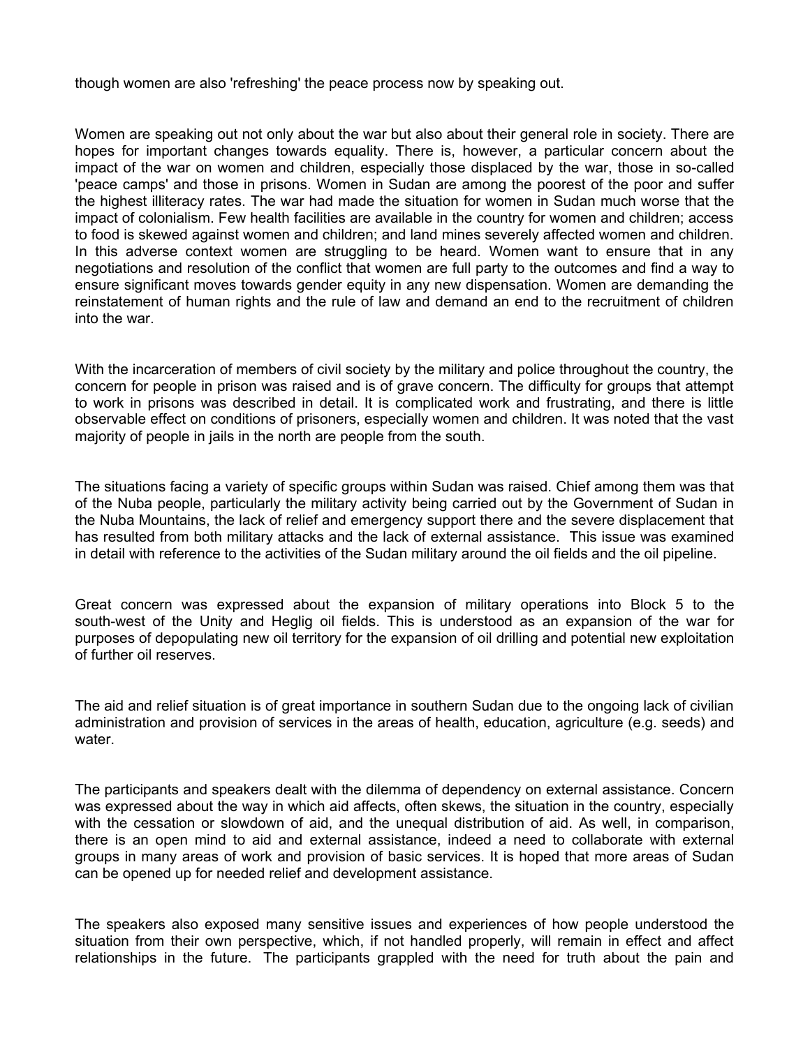though women are also 'refreshing' the peace process now by speaking out.

Women are speaking out not only about the war but also about their general role in society. There are hopes for important changes towards equality. There is, however, a particular concern about the impact of the war on women and children, especially those displaced by the war, those in so-called 'peace camps' and those in prisons. Women in Sudan are among the poorest of the poor and suffer the highest illiteracy rates. The war had made the situation for women in Sudan much worse that the impact of colonialism. Few health facilities are available in the country for women and children; access to food is skewed against women and children; and land mines severely affected women and children. In this adverse context women are struggling to be heard. Women want to ensure that in any negotiations and resolution of the conflict that women are full party to the outcomes and find a way to ensure significant moves towards gender equity in any new dispensation. Women are demanding the reinstatement of human rights and the rule of law and demand an end to the recruitment of children into the war.

With the incarceration of members of civil society by the military and police throughout the country, the concern for people in prison was raised and is of grave concern. The difficulty for groups that attempt to work in prisons was described in detail. It is complicated work and frustrating, and there is little observable effect on conditions of prisoners, especially women and children. It was noted that the vast majority of people in jails in the north are people from the south.

The situations facing a variety of specific groups within Sudan was raised. Chief among them was that of the Nuba people, particularly the military activity being carried out by the Government of Sudan in the Nuba Mountains, the lack of relief and emergency support there and the severe displacement that has resulted from both military attacks and the lack of external assistance. This issue was examined in detail with reference to the activities of the Sudan military around the oil fields and the oil pipeline.

Great concern was expressed about the expansion of military operations into Block 5 to the south-west of the Unity and Heglig oil fields. This is understood as an expansion of the war for purposes of depopulating new oil territory for the expansion of oil drilling and potential new exploitation of further oil reserves.

The aid and relief situation is of great importance in southern Sudan due to the ongoing lack of civilian administration and provision of services in the areas of health, education, agriculture (e.g. seeds) and water.

The participants and speakers dealt with the dilemma of dependency on external assistance. Concern was expressed about the way in which aid affects, often skews, the situation in the country, especially with the cessation or slowdown of aid, and the unequal distribution of aid. As well, in comparison, there is an open mind to aid and external assistance, indeed a need to collaborate with external groups in many areas of work and provision of basic services. It is hoped that more areas of Sudan can be opened up for needed relief and development assistance.

The speakers also exposed many sensitive issues and experiences of how people understood the situation from their own perspective, which, if not handled properly, will remain in effect and affect relationships in the future. The participants grappled with the need for truth about the pain and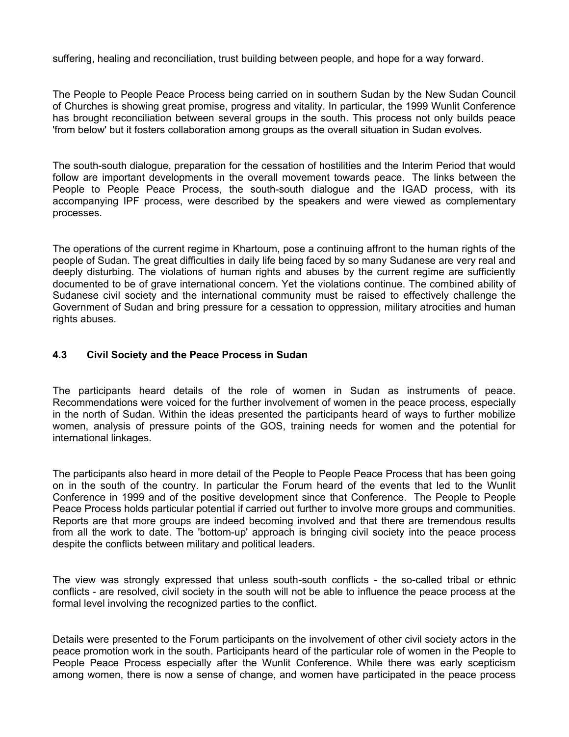suffering, healing and reconciliation, trust building between people, and hope for a way forward.

The People to People Peace Process being carried on in southern Sudan by the New Sudan Council of Churches is showing great promise, progress and vitality. In particular, the 1999 Wunlit Conference has brought reconciliation between several groups in the south. This process not only builds peace 'from below' but it fosters collaboration among groups as the overall situation in Sudan evolves.

The south-south dialogue, preparation for the cessation of hostilities and the Interim Period that would follow are important developments in the overall movement towards peace. The links between the People to People Peace Process, the south-south dialogue and the IGAD process, with its accompanying IPF process, were described by the speakers and were viewed as complementary processes.

The operations of the current regime in Khartoum, pose a continuing affront to the human rights of the people of Sudan. The great difficulties in daily life being faced by so many Sudanese are very real and deeply disturbing. The violations of human rights and abuses by the current regime are sufficiently documented to be of grave international concern. Yet the violations continue. The combined ability of Sudanese civil society and the international community must be raised to effectively challenge the Government of Sudan and bring pressure for a cessation to oppression, military atrocities and human rights abuses.

### 4.3 Civil Society and the Peace Process in Sudan

The participants heard details of the role of women in Sudan as instruments of peace. Recommendations were voiced for the further involvement of women in the peace process, especially in the north of Sudan. Within the ideas presented the participants heard of ways to further mobilize women, analysis of pressure points of the GOS, training needs for women and the potential for international linkages.

The participants also heard in more detail of the People to People Peace Process that has been going on in the south of the country. In particular the Forum heard of the events that led to the Wunlit Conference in 1999 and of the positive development since that Conference. The People to People Peace Process holds particular potential if carried out further to involve more groups and communities. Reports are that more groups are indeed becoming involved and that there are tremendous results from all the work to date. The 'bottom-up' approach is bringing civil society into the peace process despite the conflicts between military and political leaders.

The view was strongly expressed that unless south-south conflicts - the so-called tribal or ethnic conflicts - are resolved, civil society in the south will not be able to influence the peace process at the formal level involving the recognized parties to the conflict.

Details were presented to the Forum participants on the involvement of other civil society actors in the peace promotion work in the south. Participants heard of the particular role of women in the People to People Peace Process especially after the Wunlit Conference. While there was early scepticism among women, there is now a sense of change, and women have participated in the peace process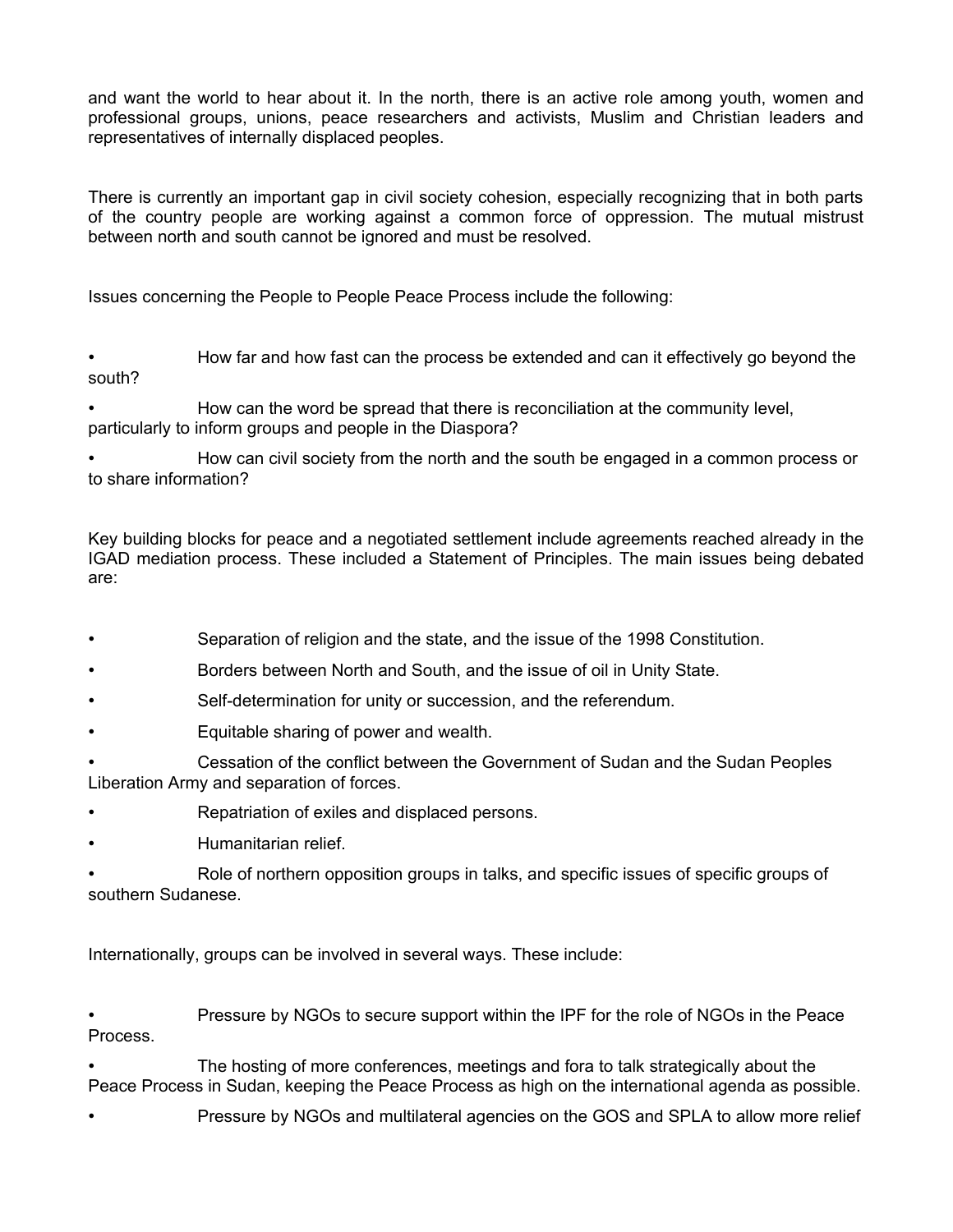and want the world to hear about it. In the north, there is an active role among youth, women and professional groups, unions, peace researchers and activists, Muslim and Christian leaders and representatives of internally displaced peoples.

There is currently an important gap in civil society cohesion, especially recognizing that in both parts of the country people are working against a common force of oppression. The mutual mistrust between north and south cannot be ignored and must be resolved.

Issues concerning the People to People Peace Process include the following:

- How far and how fast can the process be extended and can it effectively go beyond the south?
- How can the word be spread that there is reconciliation at the community level, particularly to inform groups and people in the Diaspora?
- How can civil society from the north and the south be engaged in a common process or to share information?

Key building blocks for peace and a negotiated settlement include agreements reached already in the IGAD mediation process. These included a Statement of Principles. The main issues being debated are:

- Separation of religion and the state, and the issue of the 1998 Constitution.
- Borders between North and South, and the issue of oil in Unity State.
- Self-determination for unity or succession, and the referendum.
- Equitable sharing of power and wealth.
- Cessation of the conflict between the Government of Sudan and the Sudan Peoples Liberation Army and separation of forces.
- Repatriation of exiles and displaced persons.
- Humanitarian relief.
- Role of northern opposition groups in talks, and specific issues of specific groups of southern Sudanese.

Internationally, groups can be involved in several ways. These include:

- Pressure by NGOs to secure support within the IPF for the role of NGOs in the Peace Process.
- The hosting of more conferences, meetings and fora to talk strategically about the Peace Process in Sudan, keeping the Peace Process as high on the international agenda as possible.
- Pressure by NGOs and multilateral agencies on the GOS and SPLA to allow more relief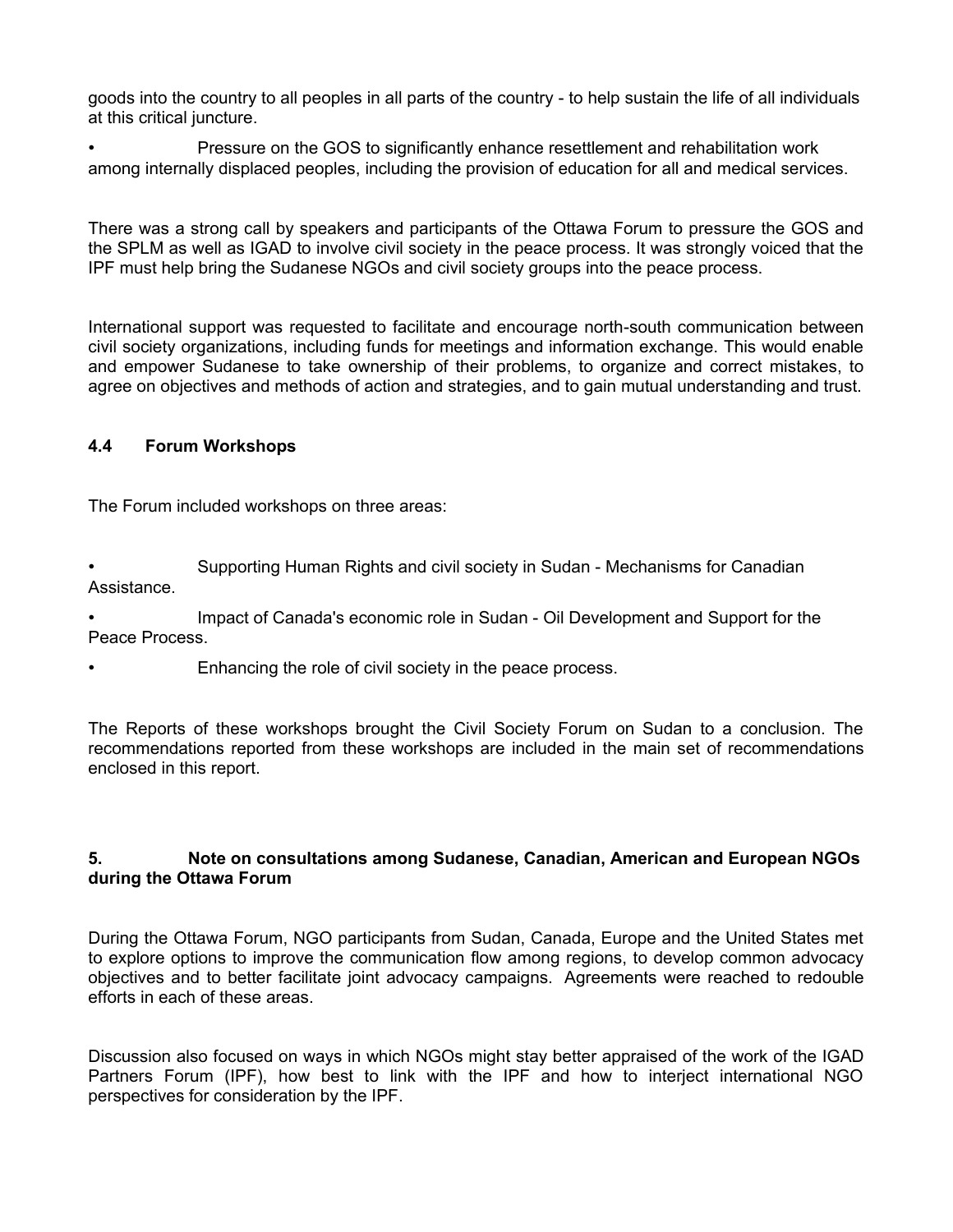goods into the country to all peoples in all parts of the country - to help sustain the life of all individuals at this critical juncture.

- Pressure on the GOS to significantly enhance resettlement and rehabilitation work among internally displaced peoples, including the provision of education for all and medical services.

There was a strong call by speakers and participants of the Ottawa Forum to pressure the GOS and the SPLM as well as IGAD to involve civil society in the peace process. It was strongly voiced that the IPF must help bring the Sudanese NGOs and civil society groups into the peace process.

International support was requested to facilitate and encourage north-south communication between civil society organizations, including funds for meetings and information exchange. This would enable and empower Sudanese to take ownership of their problems, to organize and correct mistakes, to agree on objectives and methods of action and strategies, and to gain mutual understanding and trust.

### 4.4 Forum Workshops

The Forum included workshops on three areas:

- Supporting Human Rights and civil society in Sudan - Mechanisms for Canadian Assistance.
- Impact of Canada's economic role in Sudan - Oil Development and Support for the Peace Process.
- Enhancing the role of civil society in the peace process.

The Reports of these workshops brought the Civil Society Forum on Sudan to a conclusion. The recommendations reported from these workshops are included in the main set of recommendations enclosed in this report.

## 5. Note on consultations among Sudanese, Canadian, American and European NGOs during the Ottawa Forum

During the Ottawa Forum, NGO participants from Sudan, Canada, Europe and the United States met to explore options to improve the communication flow among regions, to develop common advocacy objectives and to better facilitate joint advocacy campaigns. Agreements were reached to redouble efforts in each of these areas.

Discussion also focused on ways in which NGOs might stay better appraised of the work of the IGAD Partners Forum (IPF), how best to link with the IPF and how to interject international NGO perspectives for consideration by the IPF.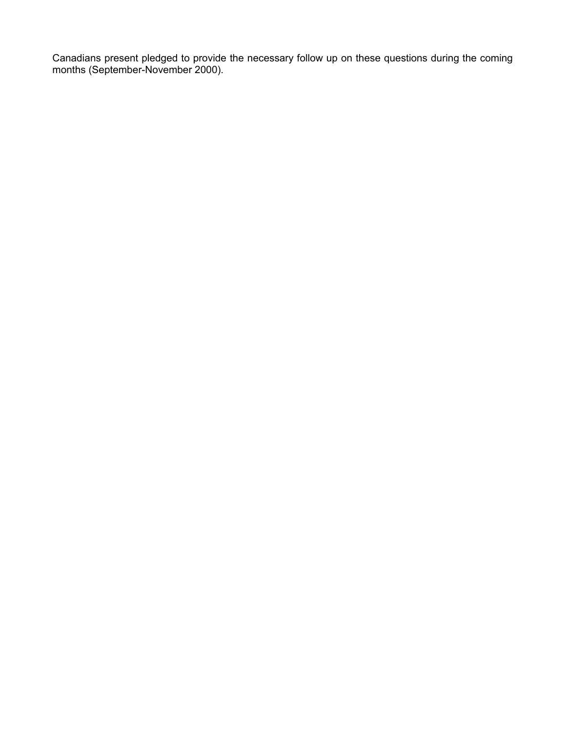Canadians present pledged to provide the necessary follow up on these questions during the coming months (September-November 2000).